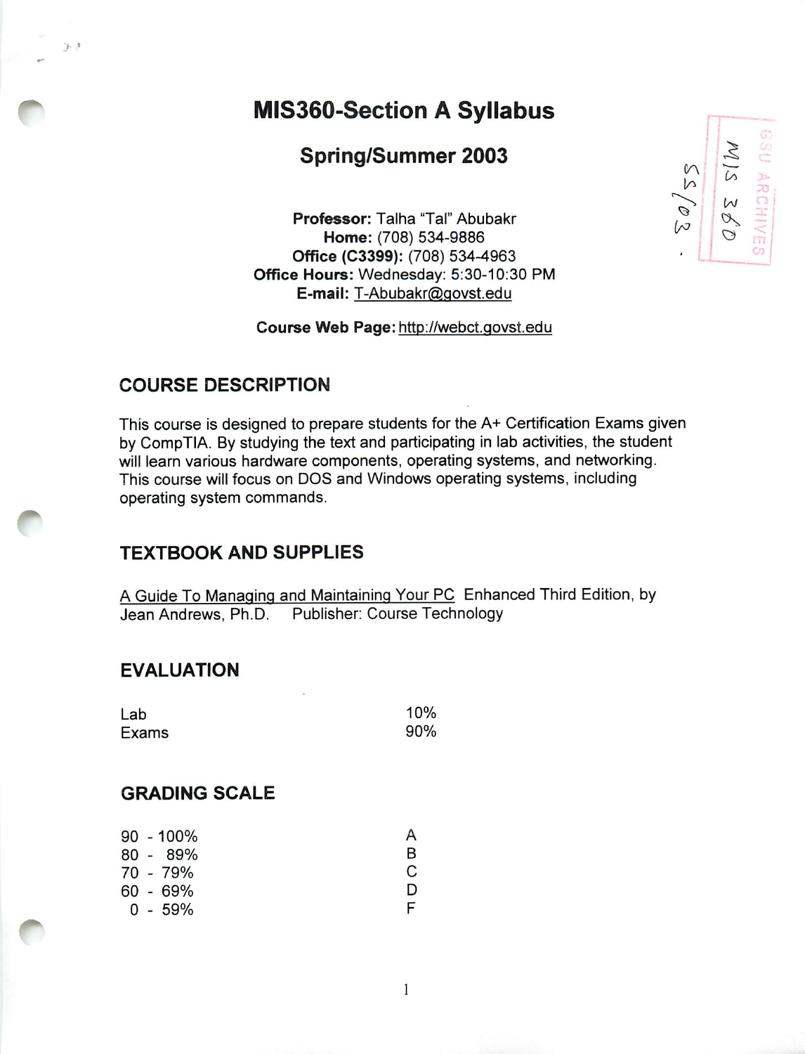# MIS360-Section A Syllabus

## Spring/Summer 2003

**Professor:** Talha "Tal" Abubakr
**Home:** (708) 534-9886
**Office (C3399):** (708) 534-4963
**Office Hours:** Wednesday: 5:30-10:30 PM
**E-mail:** T-Abubakr@govst.edu

**Course Web Page:** http://webct.govst.edu

### COURSE DESCRIPTION

This course is designed to prepare students for the A+ Certification Exams given by CompTIA. By studying the text and participating in lab activities, the student will learn various hardware components, operating systems, and networking. This course will focus on DOS and Windows operating systems, including operating system commands.

### TEXTBOOK AND SUPPLIES

A Guide To Managing and Maintaining Your PC Enhanced Third Edition, by Jean Andrews, Ph.D. Publisher: Course Technology

### EVALUATION

| | |
|---|---|
| Lab | 10% |
| Exams | 90% |

### GRADING SCALE

| | |
|---|---|
| 90 - 100% | A |
| 80 - 89% | B |
| 70 - 79% | C |
| 60 - 69% | D |
| 0 - 59% | F |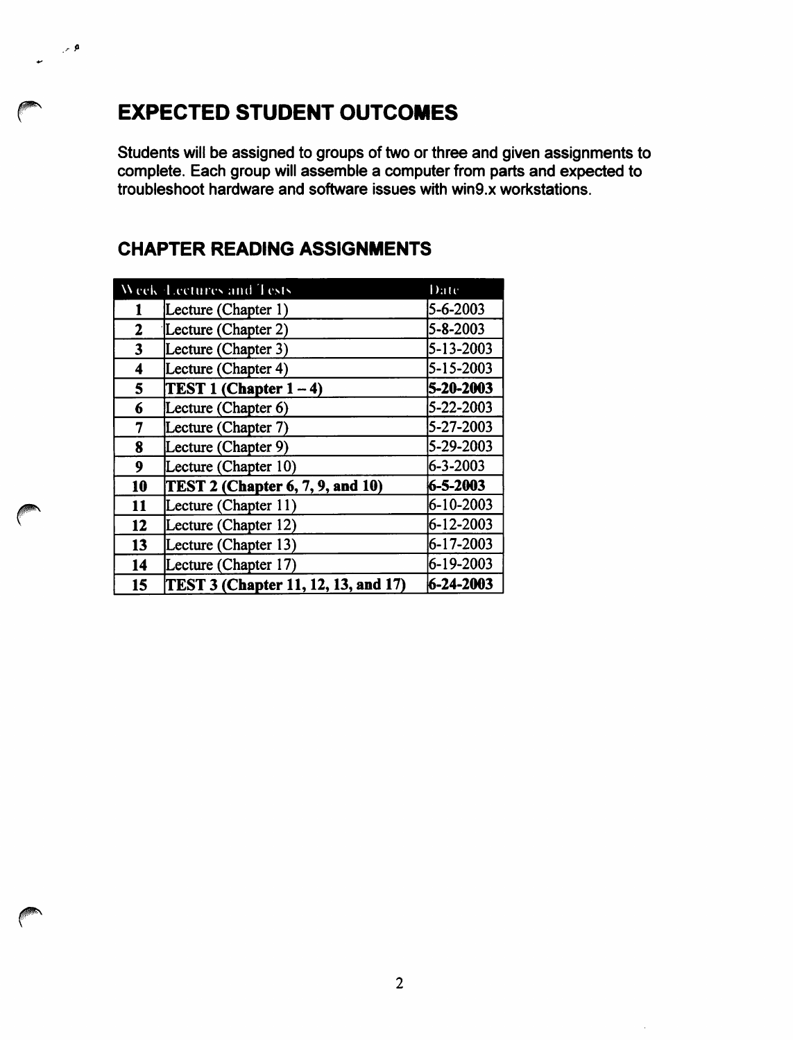## EXPECTED STUDENT OUTCOMES

Students will be assigned to groups of two or three and given assignments to complete. Each group will assemble a computer from parts and expected to troubleshoot hardware and software issues with win9.x workstations.

## CHAPTER READING ASSIGNMENTS

| Week | Lectures and Tests | Date |
|---|---|---|
| **1** | Lecture (Chapter 1) | 5-6-2003 |
| **2** | Lecture (Chapter 2) | 5-8-2003 |
| **3** | Lecture (Chapter 3) | 5-13-2003 |
| **4** | Lecture (Chapter 4) | 5-15-2003 |
| **5** | **TEST 1 (Chapter 1 – 4)** | **5-20-2003** |
| **6** | Lecture (Chapter 6) | 5-22-2003 |
| **7** | Lecture (Chapter 7) | 5-27-2003 |
| **8** | Lecture (Chapter 9) | 5-29-2003 |
| **9** | Lecture (Chapter 10) | 6-3-2003 |
| **10** | **TEST 2 (Chapter 6, 7, 9, and 10)** | **6-5-2003** |
| **11** | Lecture (Chapter 11) | 6-10-2003 |
| **12** | Lecture (Chapter 12) | 6-12-2003 |
| **13** | Lecture (Chapter 13) | 6-17-2003 |
| **14** | Lecture (Chapter 17) | 6-19-2003 |
| **15** | **TEST 3 (Chapter 11, 12, 13, and 17)** | **6-24-2003** |